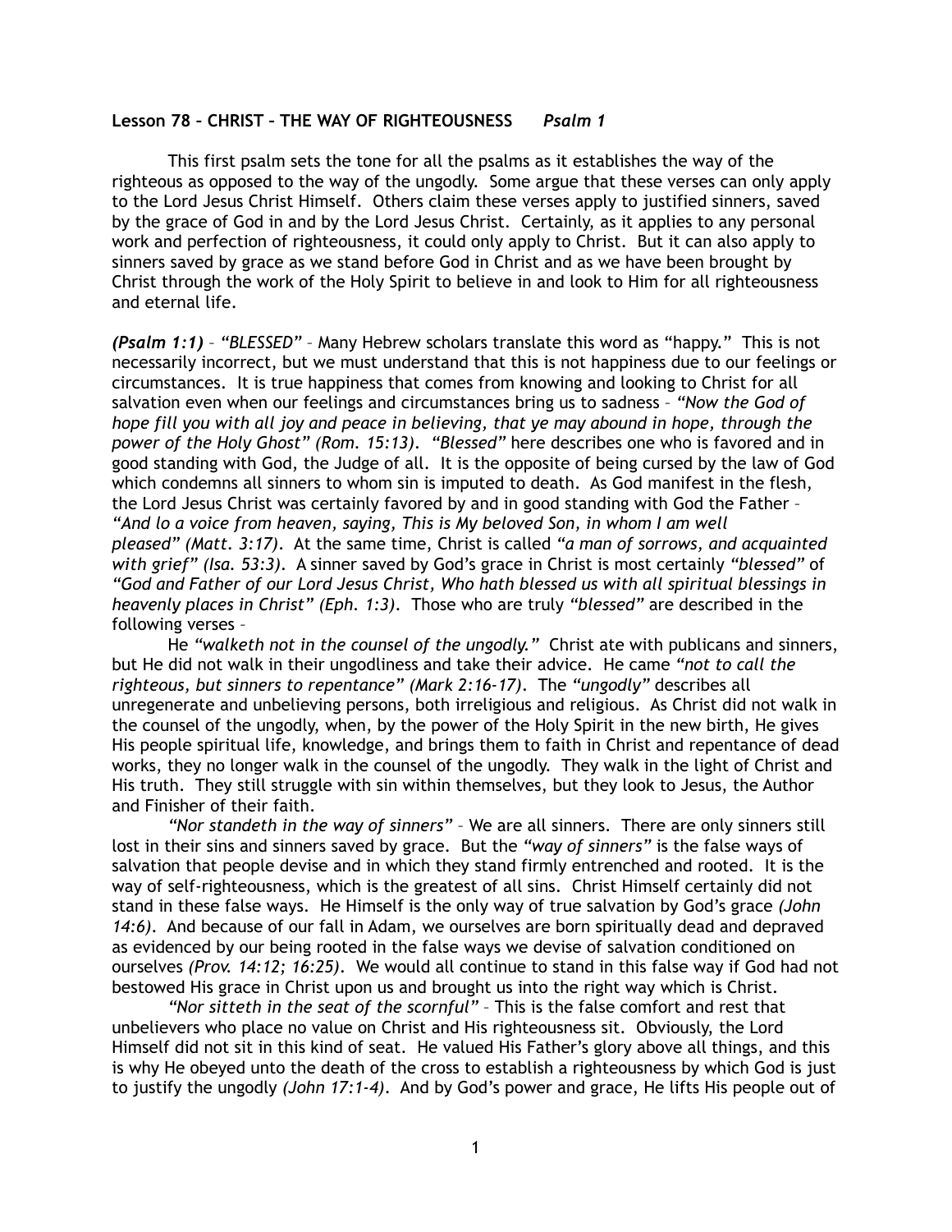**Lesson 78 – CHRIST – THE WAY OF RIGHTEOUSNESS** *Psalm 1*

This first psalm sets the tone for all the psalms as it establishes the way of the righteous as opposed to the way of the ungodly. Some argue that these verses can only apply to the Lord Jesus Christ Himself. Others claim these verses apply to justified sinners, saved by the grace of God in and by the Lord Jesus Christ. Certainly, as it applies to any personal work and perfection of righteousness, it could only apply to Christ. But it can also apply to sinners saved by grace as we stand before God in Christ and as we have been brought by Christ through the work of the Holy Spirit to believe in and look to Him for all righteousness and eternal life.

***(Psalm 1:1)*** – *"BLESSED"* – Many Hebrew scholars translate this word as "happy." This is not necessarily incorrect, but we must understand that this is not happiness due to our feelings or circumstances. It is true happiness that comes from knowing and looking to Christ for all salvation even when our feelings and circumstances bring us to sadness – *"Now the God of hope fill you with all joy and peace in believing, that ye may abound in hope, through the power of the Holy Ghost" (Rom. 15:13)*. *"Blessed"* here describes one who is favored and in good standing with God, the Judge of all. It is the opposite of being cursed by the law of God which condemns all sinners to whom sin is imputed to death. As God manifest in the flesh, the Lord Jesus Christ was certainly favored by and in good standing with God the Father – *"And lo a voice from heaven, saying, This is My beloved Son, in whom I am well pleased" (Matt. 3:17)*. At the same time, Christ is called *"a man of sorrows, and acquainted with grief" (Isa. 53:3)*. A sinner saved by God's grace in Christ is most certainly *"blessed"* of *"God and Father of our Lord Jesus Christ, Who hath blessed us with all spiritual blessings in heavenly places in Christ" (Eph. 1:3)*. Those who are truly *"blessed"* are described in the following verses –

He *"walketh not in the counsel of the ungodly."* Christ ate with publicans and sinners, but He did not walk in their ungodliness and take their advice. He came *"not to call the righteous, but sinners to repentance" (Mark 2:16-17)*. The *"ungodly"* describes all unregenerate and unbelieving persons, both irreligious and religious. As Christ did not walk in the counsel of the ungodly, when, by the power of the Holy Spirit in the new birth, He gives His people spiritual life, knowledge, and brings them to faith in Christ and repentance of dead works, they no longer walk in the counsel of the ungodly. They walk in the light of Christ and His truth. They still struggle with sin within themselves, but they look to Jesus, the Author and Finisher of their faith.

*"Nor standeth in the way of sinners"* – We are all sinners. There are only sinners still lost in their sins and sinners saved by grace. But the *"way of sinners"* is the false ways of salvation that people devise and in which they stand firmly entrenched and rooted. It is the way of self-righteousness, which is the greatest of all sins. Christ Himself certainly did not stand in these false ways. He Himself is the only way of true salvation by God's grace *(John 14:6)*. And because of our fall in Adam, we ourselves are born spiritually dead and depraved as evidenced by our being rooted in the false ways we devise of salvation conditioned on ourselves *(Prov. 14:12; 16:25)*. We would all continue to stand in this false way if God had not bestowed His grace in Christ upon us and brought us into the right way which is Christ.

*"Nor sitteth in the seat of the scornful"* – This is the false comfort and rest that unbelievers who place no value on Christ and His righteousness sit. Obviously, the Lord Himself did not sit in this kind of seat. He valued His Father's glory above all things, and this is why He obeyed unto the death of the cross to establish a righteousness by which God is just to justify the ungodly *(John 17:1-4)*. And by God's power and grace, He lifts His people out of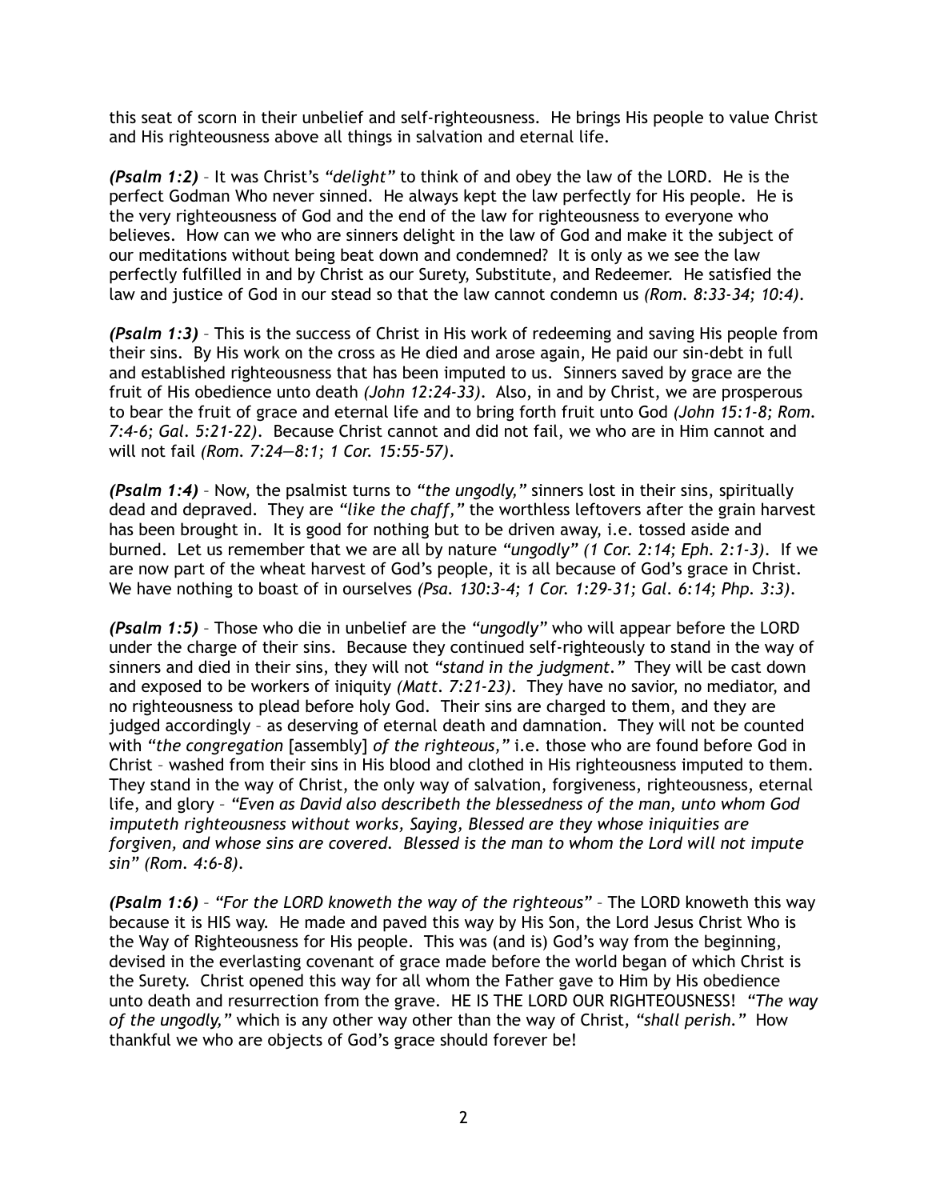this seat of scorn in their unbelief and self-righteousness. He brings His people to value Christ and His righteousness above all things in salvation and eternal life.

***(Psalm 1:2)*** – It was Christ's *"delight"* to think of and obey the law of the LORD. He is the perfect Godman Who never sinned. He always kept the law perfectly for His people. He is the very righteousness of God and the end of the law for righteousness to everyone who believes. How can we who are sinners delight in the law of God and make it the subject of our meditations without being beat down and condemned? It is only as we see the law perfectly fulfilled in and by Christ as our Surety, Substitute, and Redeemer. He satisfied the law and justice of God in our stead so that the law cannot condemn us *(Rom. 8:33-34; 10:4)*.

***(Psalm 1:3)*** – This is the success of Christ in His work of redeeming and saving His people from their sins. By His work on the cross as He died and arose again, He paid our sin-debt in full and established righteousness that has been imputed to us. Sinners saved by grace are the fruit of His obedience unto death *(John 12:24-33)*. Also, in and by Christ, we are prosperous to bear the fruit of grace and eternal life and to bring forth fruit unto God *(John 15:1-8; Rom. 7:4-6; Gal. 5:21-22)*. Because Christ cannot and did not fail, we who are in Him cannot and will not fail *(Rom. 7:24—8:1; 1 Cor. 15:55-57)*.

***(Psalm 1:4)*** – Now, the psalmist turns to *"the ungodly,"* sinners lost in their sins, spiritually dead and depraved. They are *"like the chaff,"* the worthless leftovers after the grain harvest has been brought in. It is good for nothing but to be driven away, i.e. tossed aside and burned. Let us remember that we are all by nature *"ungodly" (1 Cor. 2:14; Eph. 2:1-3)*. If we are now part of the wheat harvest of God's people, it is all because of God's grace in Christ. We have nothing to boast of in ourselves *(Psa. 130:3-4; 1 Cor. 1:29-31; Gal. 6:14; Php. 3:3)*.

***(Psalm 1:5)*** – Those who die in unbelief are the *"ungodly"* who will appear before the LORD under the charge of their sins. Because they continued self-righteously to stand in the way of sinners and died in their sins, they will not *"stand in the judgment."* They will be cast down and exposed to be workers of iniquity *(Matt. 7:21-23)*. They have no savior, no mediator, and no righteousness to plead before holy God. Their sins are charged to them, and they are judged accordingly – as deserving of eternal death and damnation. They will not be counted with *"the congregation* [assembly] *of the righteous,"* i.e. those who are found before God in Christ – washed from their sins in His blood and clothed in His righteousness imputed to them. They stand in the way of Christ, the only way of salvation, forgiveness, righteousness, eternal life, and glory – *"Even as David also describeth the blessedness of the man, unto whom God imputeth righteousness without works, Saying, Blessed are they whose iniquities are forgiven, and whose sins are covered. Blessed is the man to whom the Lord will not impute sin" (Rom. 4:6-8)*.

***(Psalm 1:6)*** – *"For the LORD knoweth the way of the righteous"* – The LORD knoweth this way because it is HIS way. He made and paved this way by His Son, the Lord Jesus Christ Who is the Way of Righteousness for His people. This was (and is) God's way from the beginning, devised in the everlasting covenant of grace made before the world began of which Christ is the Surety. Christ opened this way for all whom the Father gave to Him by His obedience unto death and resurrection from the grave. HE IS THE LORD OUR RIGHTEOUSNESS! *"The way of the ungodly,"* which is any other way other than the way of Christ, *"shall perish."* How thankful we who are objects of God's grace should forever be!